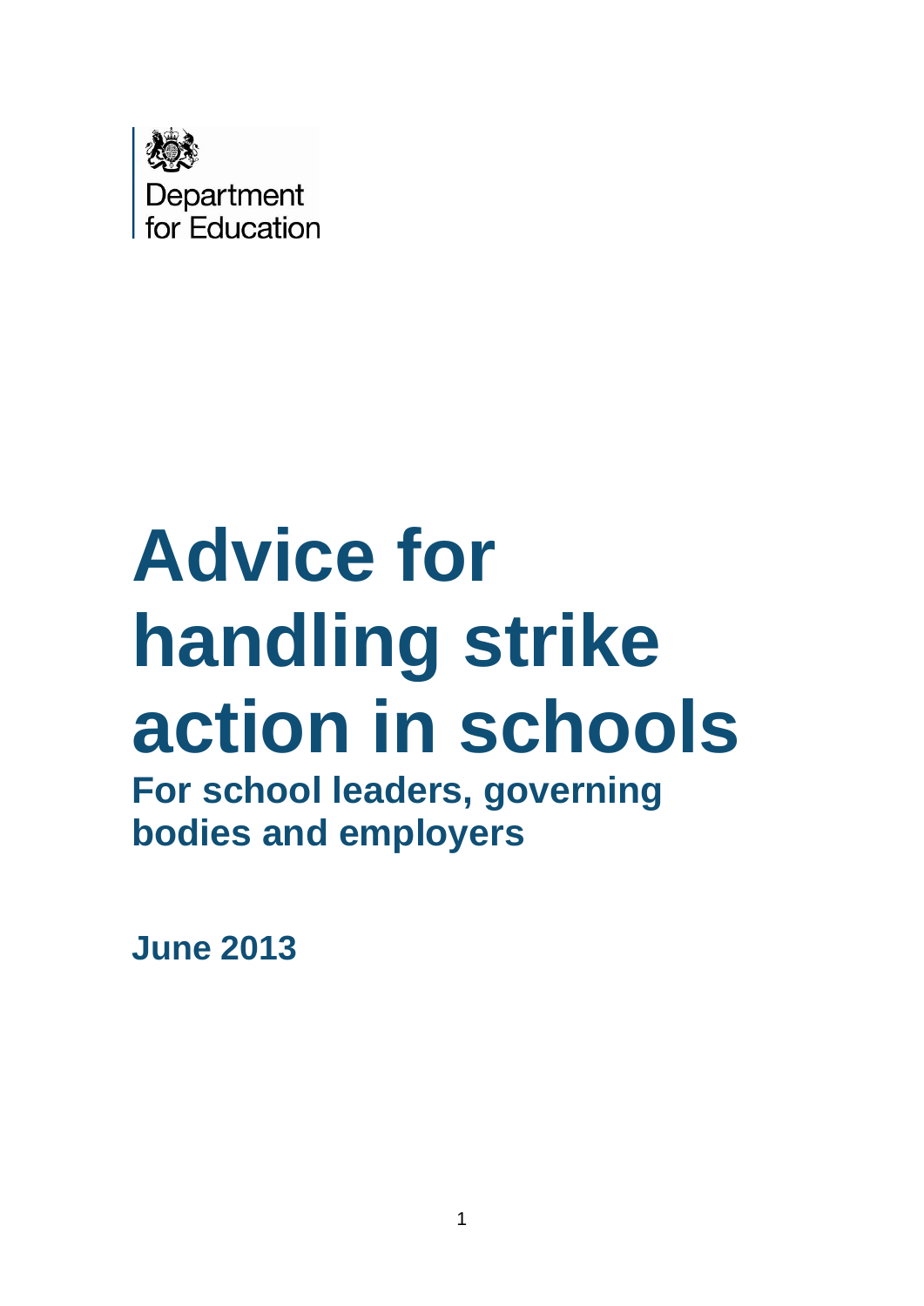Department for Education

# Advice for handling strike action in schools

## For school leaders, governing bodies and employers

**June 2013**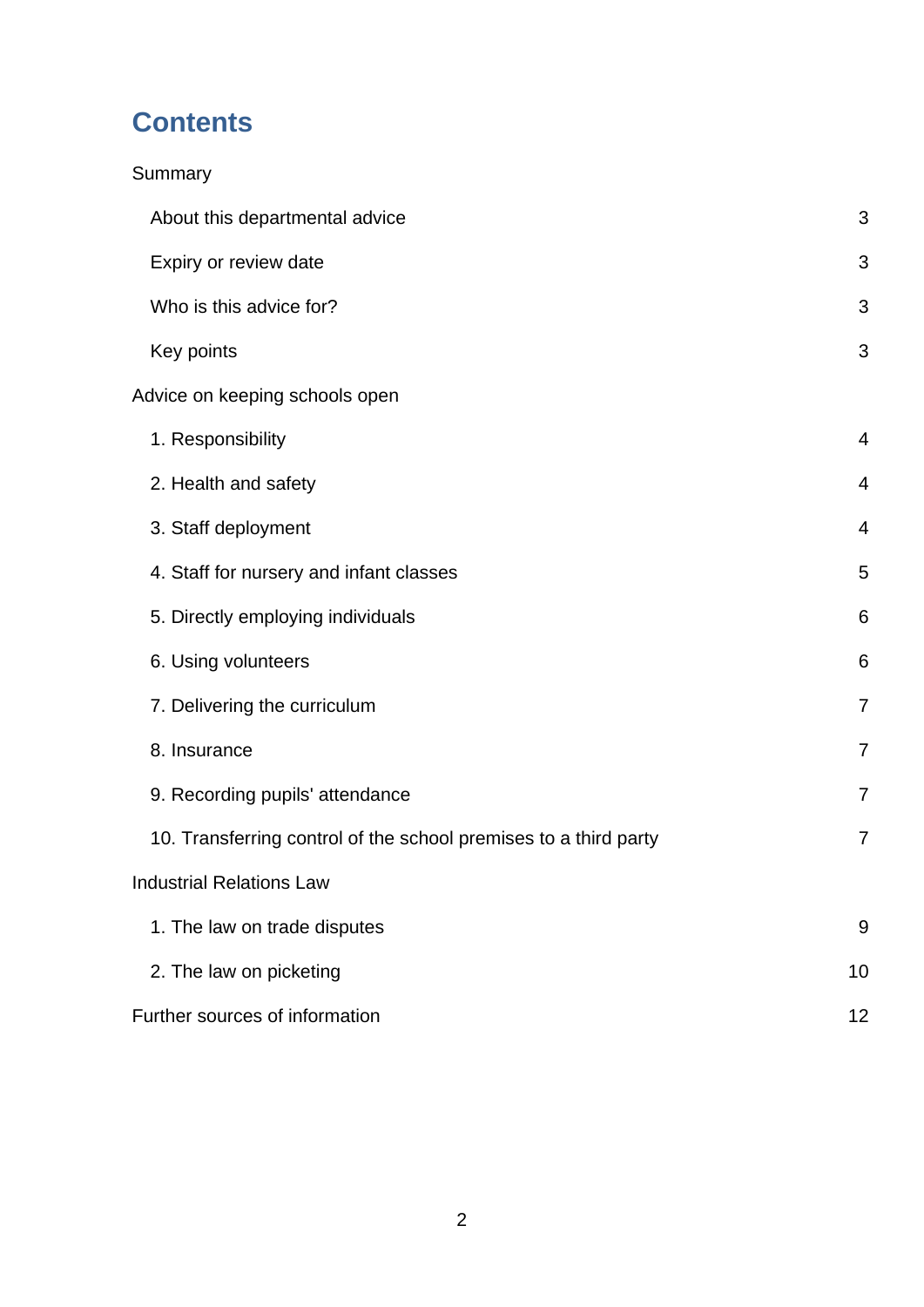# Contents

Summary

- About this departmental advice 3
- Expiry or review date 3
- Who is this advice for? 3
- Key points 3

Advice on keeping schools open

- 1. Responsibility 4
- 2. Health and safety 4
- 3. Staff deployment 4
- 4. Staff for nursery and infant classes 5
- 5. Directly employing individuals 6
- 6. Using volunteers 6
- 7. Delivering the curriculum 7
- 8. Insurance 7
- 9. Recording pupils' attendance 7
- 10. Transferring control of the school premises to a third party 7

Industrial Relations Law

- 1. The law on trade disputes 9
- 2. The law on picketing 10

Further sources of information 12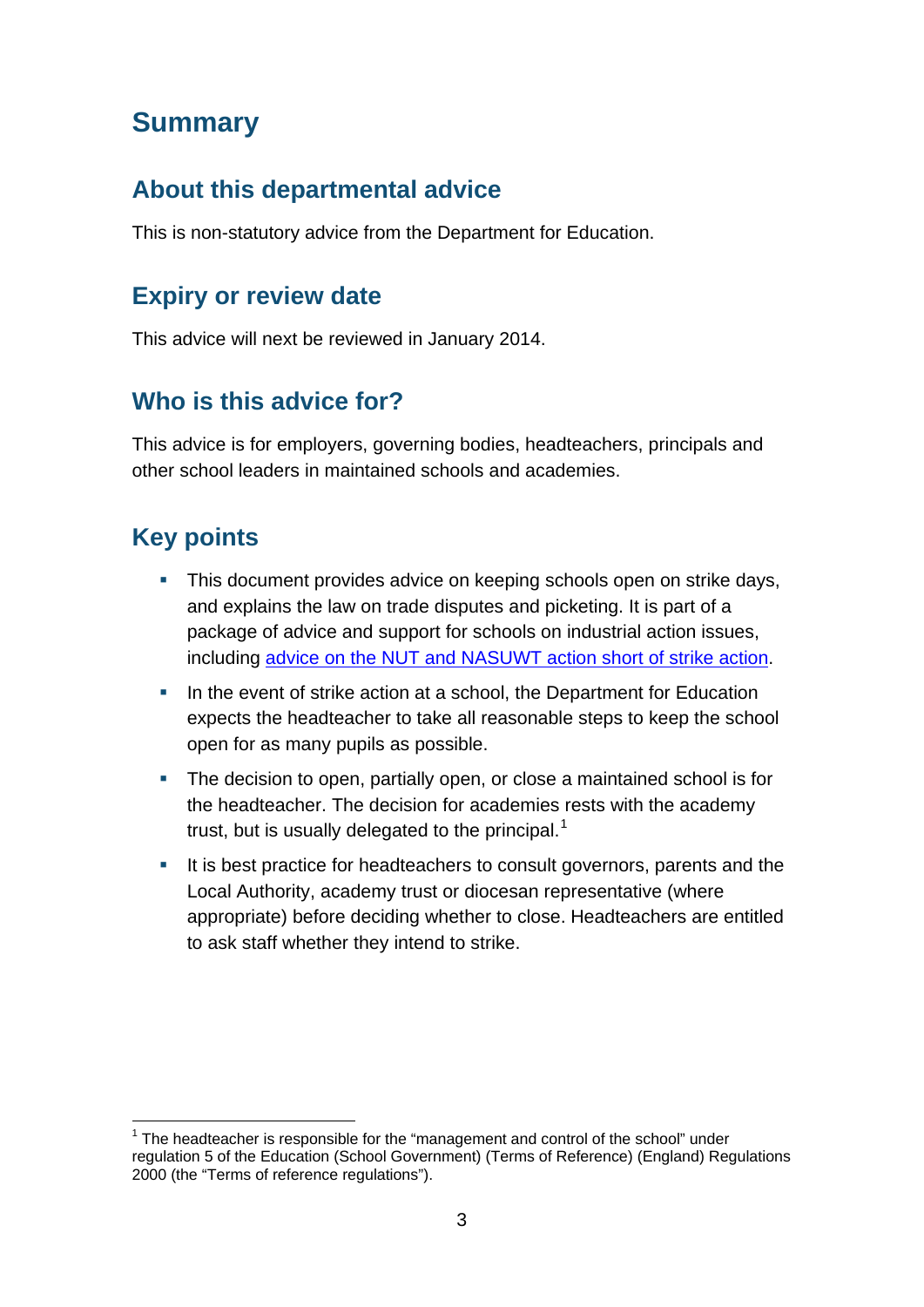# Summary

## About this departmental advice

This is non-statutory advice from the Department for Education.

## Expiry or review date

This advice will next be reviewed in January 2014.

## Who is this advice for?

This advice is for employers, governing bodies, headteachers, principals and other school leaders in maintained schools and academies.

## Key points

- This document provides advice on keeping schools open on strike days, and explains the law on trade disputes and picketing. It is part of a package of advice and support for schools on industrial action issues, including advice on the NUT and NASUWT action short of strike action.
- In the event of strike action at a school, the Department for Education expects the headteacher to take all reasonable steps to keep the school open for as many pupils as possible.
- The decision to open, partially open, or close a maintained school is for the headteacher. The decision for academies rests with the academy trust, but is usually delegated to the principal.[1]
- It is best practice for headteachers to consult governors, parents and the Local Authority, academy trust or diocesan representative (where appropriate) before deciding whether to close. Headteachers are entitled to ask staff whether they intend to strike.

[1] The headteacher is responsible for the "management and control of the school" under regulation 5 of the Education (School Government) (Terms of Reference) (England) Regulations 2000 (the "Terms of reference regulations").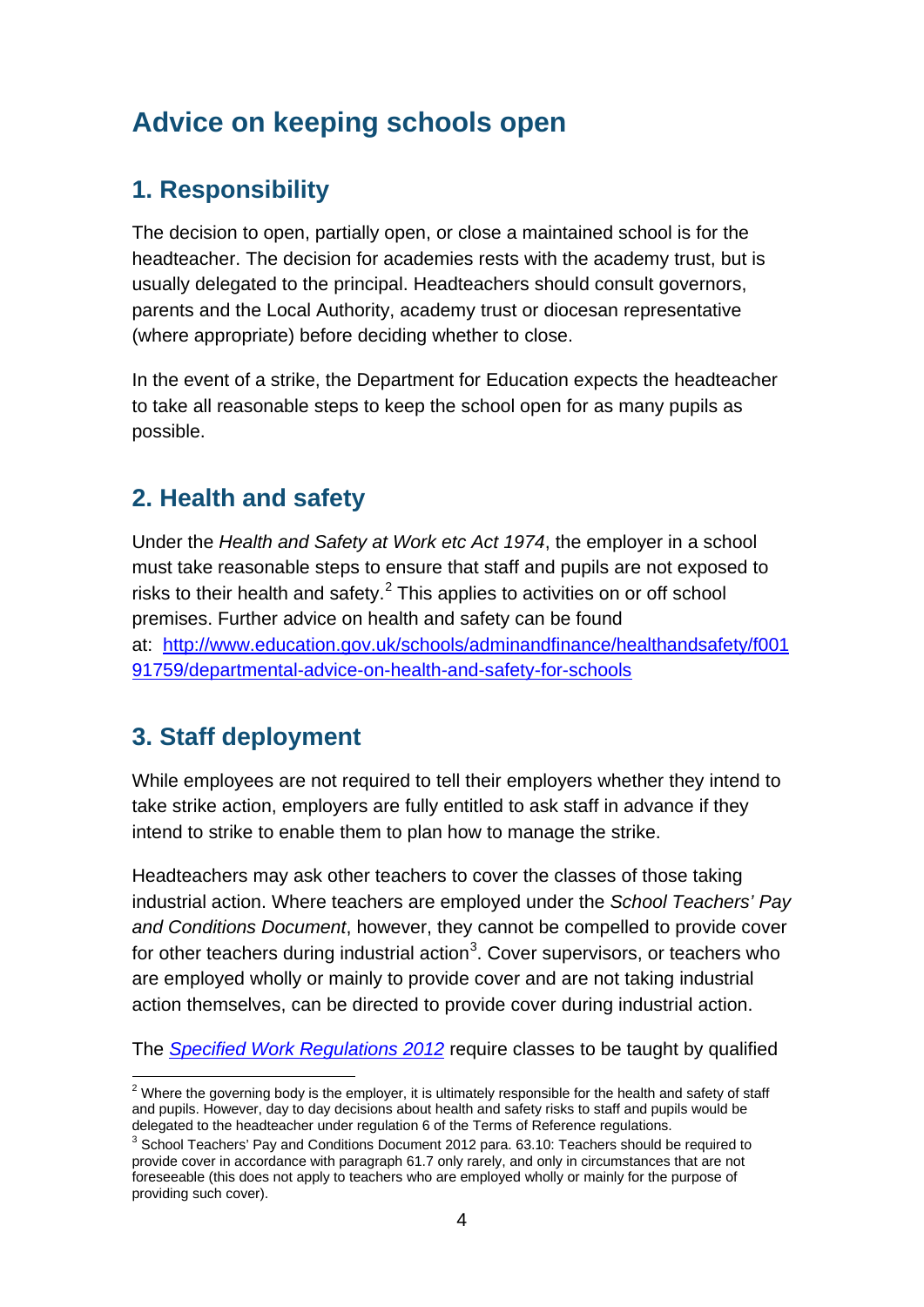## Advice on keeping schools open

### 1. Responsibility

The decision to open, partially open, or close a maintained school is for the headteacher. The decision for academies rests with the academy trust, but is usually delegated to the principal. Headteachers should consult governors, parents and the Local Authority, academy trust or diocesan representative (where appropriate) before deciding whether to close.

In the event of a strike, the Department for Education expects the headteacher to take all reasonable steps to keep the school open for as many pupils as possible.

### 2. Health and safety

Under the *Health and Safety at Work etc Act 1974*, the employer in a school must take reasonable steps to ensure that staff and pupils are not exposed to risks to their health and safety.[2] This applies to activities on or off school premises. Further advice on health and safety can be found at: [http://www.education.gov.uk/schools/adminandfinance/healthandsafety/f00191759/departmental-advice-on-health-and-safety-for-schools](http://www.education.gov.uk/schools/adminandfinance/healthandsafety/f00191759/departmental-advice-on-health-and-safety-for-schools)

### 3. Staff deployment

While employees are not required to tell their employers whether they intend to take strike action, employers are fully entitled to ask staff in advance if they intend to strike to enable them to plan how to manage the strike.

Headteachers may ask other teachers to cover the classes of those taking industrial action. Where teachers are employed under the *School Teachers' Pay and Conditions Document*, however, they cannot be compelled to provide cover for other teachers during industrial action[3]. Cover supervisors, or teachers who are employed wholly or mainly to provide cover and are not taking industrial action themselves, can be directed to provide cover during industrial action.

The *Specified Work Regulations 2012* require classes to be taught by qualified

---

[2] Where the governing body is the employer, it is ultimately responsible for the health and safety of staff and pupils. However, day to day decisions about health and safety risks to staff and pupils would be delegated to the headteacher under regulation 6 of the Terms of Reference regulations.

[3] School Teachers' Pay and Conditions Document 2012 para. 63.10: Teachers should be required to provide cover in accordance with paragraph 61.7 only rarely, and only in circumstances that are not foreseeable (this does not apply to teachers who are employed wholly or mainly for the purpose of providing such cover).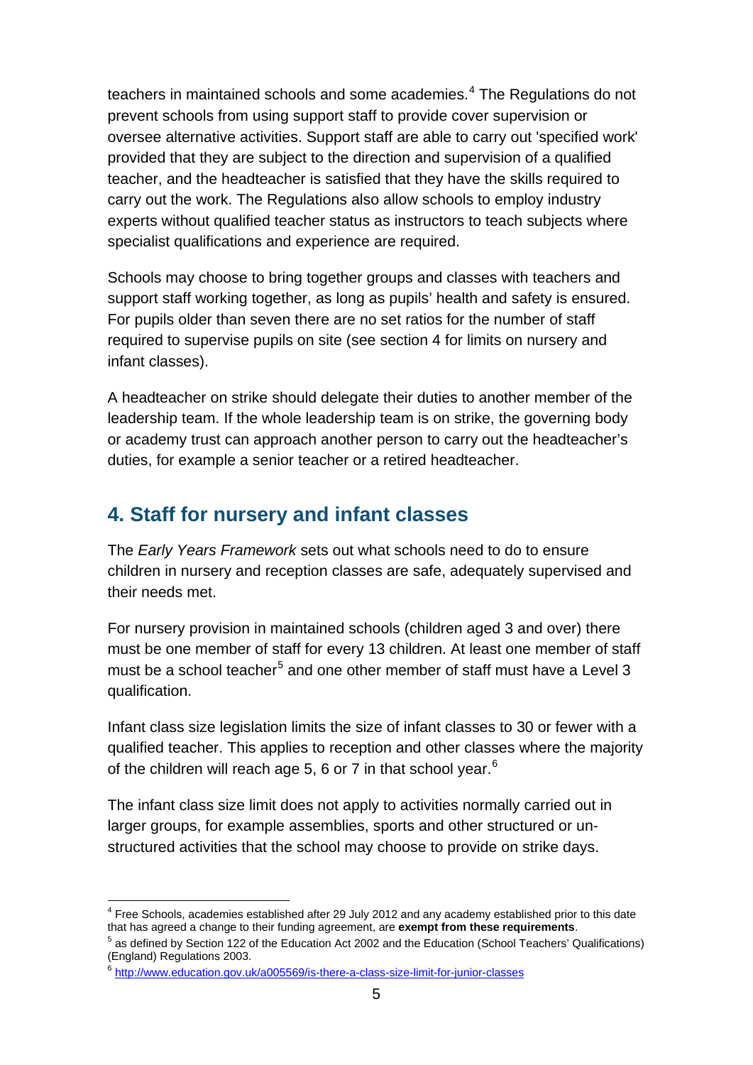teachers in maintained schools and some academies.[4] The Regulations do not prevent schools from using support staff to provide cover supervision or oversee alternative activities. Support staff are able to carry out 'specified work' provided that they are subject to the direction and supervision of a qualified teacher, and the headteacher is satisfied that they have the skills required to carry out the work. The Regulations also allow schools to employ industry experts without qualified teacher status as instructors to teach subjects where specialist qualifications and experience are required.

Schools may choose to bring together groups and classes with teachers and support staff working together, as long as pupils' health and safety is ensured. For pupils older than seven there are no set ratios for the number of staff required to supervise pupils on site (see section 4 for limits on nursery and infant classes).

A headteacher on strike should delegate their duties to another member of the leadership team. If the whole leadership team is on strike, the governing body or academy trust can approach another person to carry out the headteacher's duties, for example a senior teacher or a retired headteacher.

## 4. Staff for nursery and infant classes

The *Early Years Framework* sets out what schools need to do to ensure children in nursery and reception classes are safe, adequately supervised and their needs met.

For nursery provision in maintained schools (children aged 3 and over) there must be one member of staff for every 13 children. At least one member of staff must be a school teacher[5] and one other member of staff must have a Level 3 qualification.

Infant class size legislation limits the size of infant classes to 30 or fewer with a qualified teacher. This applies to reception and other classes where the majority of the children will reach age 5, 6 or 7 in that school year.[6]

The infant class size limit does not apply to activities normally carried out in larger groups, for example assemblies, sports and other structured or un-structured activities that the school may choose to provide on strike days.

---

[4] Free Schools, academies established after 29 July 2012 and any academy established prior to this date that has agreed a change to their funding agreement, are **exempt from these requirements**.

[5] as defined by Section 122 of the Education Act 2002 and the Education (School Teachers' Qualifications) (England) Regulations 2003.

[6] http://www.education.gov.uk/a005569/is-there-a-class-size-limit-for-junior-classes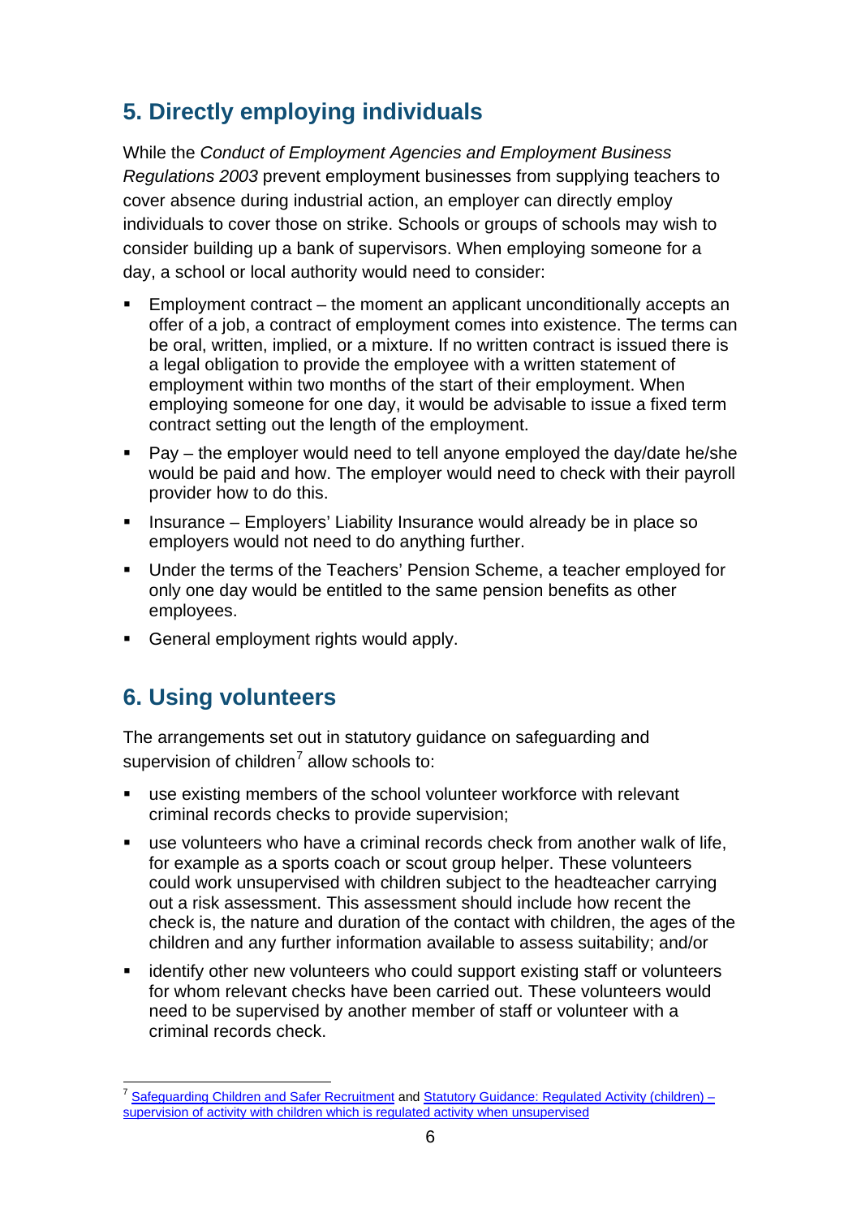## 5. Directly employing individuals

While the *Conduct of Employment Agencies and Employment Business Regulations 2003* prevent employment businesses from supplying teachers to cover absence during industrial action, an employer can directly employ individuals to cover those on strike. Schools or groups of schools may wish to consider building up a bank of supervisors. When employing someone for a day, a school or local authority would need to consider:

- Employment contract – the moment an applicant unconditionally accepts an offer of a job, a contract of employment comes into existence. The terms can be oral, written, implied, or a mixture. If no written contract is issued there is a legal obligation to provide the employee with a written statement of employment within two months of the start of their employment. When employing someone for one day, it would be advisable to issue a fixed term contract setting out the length of the employment.
- Pay – the employer would need to tell anyone employed the day/date he/she would be paid and how. The employer would need to check with their payroll provider how to do this.
- Insurance – Employers' Liability Insurance would already be in place so employers would not need to do anything further.
- Under the terms of the Teachers' Pension Scheme, a teacher employed for only one day would be entitled to the same pension benefits as other employees.
- General employment rights would apply.

## 6. Using volunteers

The arrangements set out in statutory guidance on safeguarding and supervision of children[7] allow schools to:

- use existing members of the school volunteer workforce with relevant criminal records checks to provide supervision;
- use volunteers who have a criminal records check from another walk of life, for example as a sports coach or scout group helper. These volunteers could work unsupervised with children subject to the headteacher carrying out a risk assessment. This assessment should include how recent the check is, the nature and duration of the contact with children, the ages of the children and any further information available to assess suitability; and/or
- identify other new volunteers who could support existing staff or volunteers for whom relevant checks have been carried out. These volunteers would need to be supervised by another member of staff or volunteer with a criminal records check.

---

[7] Safeguarding Children and Safer Recruitment and Statutory Guidance: Regulated Activity (children) – supervision of activity with children which is regulated activity when unsupervised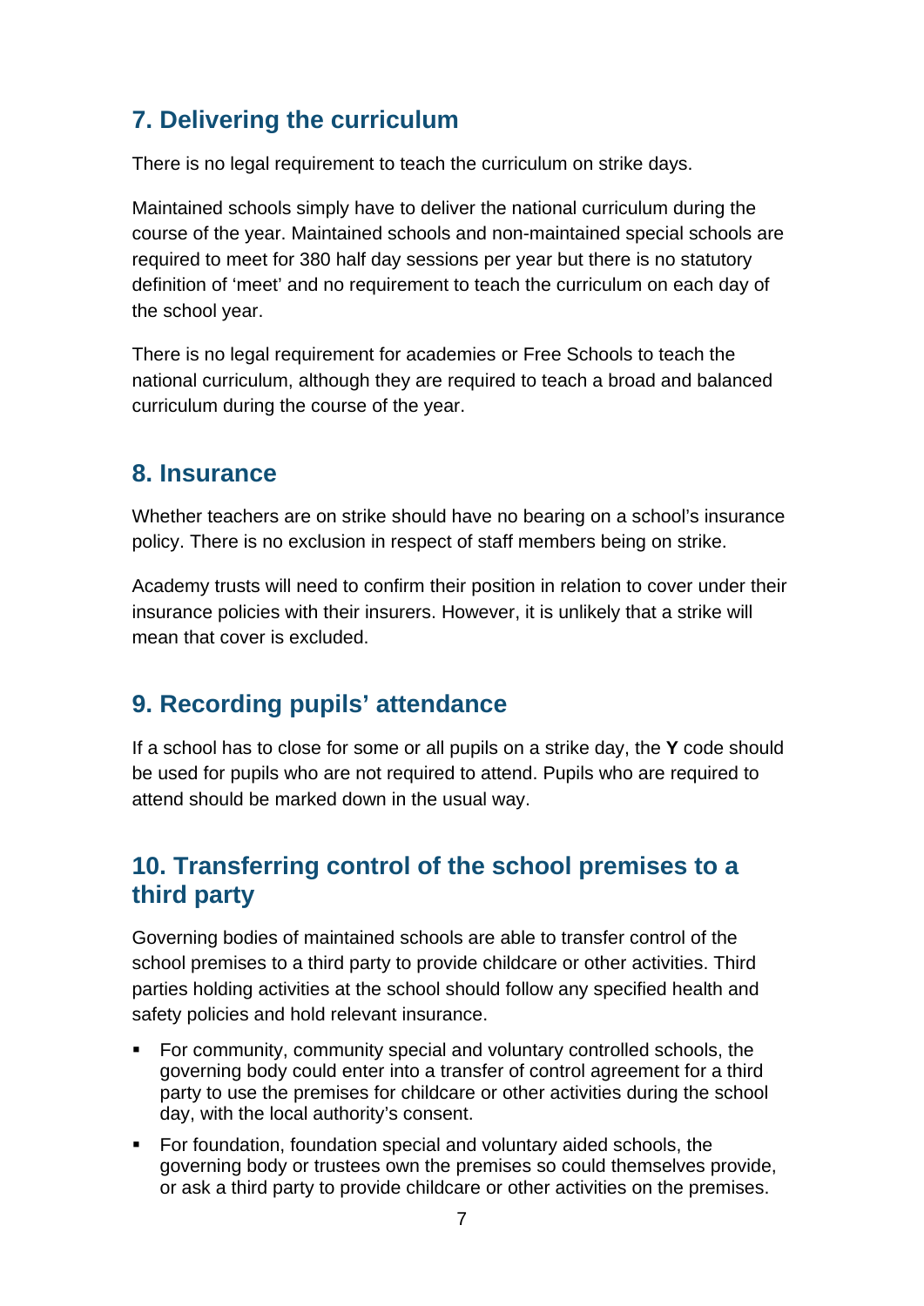## 7. Delivering the curriculum

There is no legal requirement to teach the curriculum on strike days.

Maintained schools simply have to deliver the national curriculum during the course of the year. Maintained schools and non-maintained special schools are required to meet for 380 half day sessions per year but there is no statutory definition of 'meet' and no requirement to teach the curriculum on each day of the school year.

There is no legal requirement for academies or Free Schools to teach the national curriculum, although they are required to teach a broad and balanced curriculum during the course of the year.

## 8. Insurance

Whether teachers are on strike should have no bearing on a school's insurance policy. There is no exclusion in respect of staff members being on strike.

Academy trusts will need to confirm their position in relation to cover under their insurance policies with their insurers. However, it is unlikely that a strike will mean that cover is excluded.

## 9. Recording pupils' attendance

If a school has to close for some or all pupils on a strike day, the **Y** code should be used for pupils who are not required to attend. Pupils who are required to attend should be marked down in the usual way.

## 10. Transferring control of the school premises to a third party

Governing bodies of maintained schools are able to transfer control of the school premises to a third party to provide childcare or other activities. Third parties holding activities at the school should follow any specified health and safety policies and hold relevant insurance.

- For community, community special and voluntary controlled schools, the governing body could enter into a transfer of control agreement for a third party to use the premises for childcare or other activities during the school day, with the local authority's consent.
- For foundation, foundation special and voluntary aided schools, the governing body or trustees own the premises so could themselves provide, or ask a third party to provide childcare or other activities on the premises.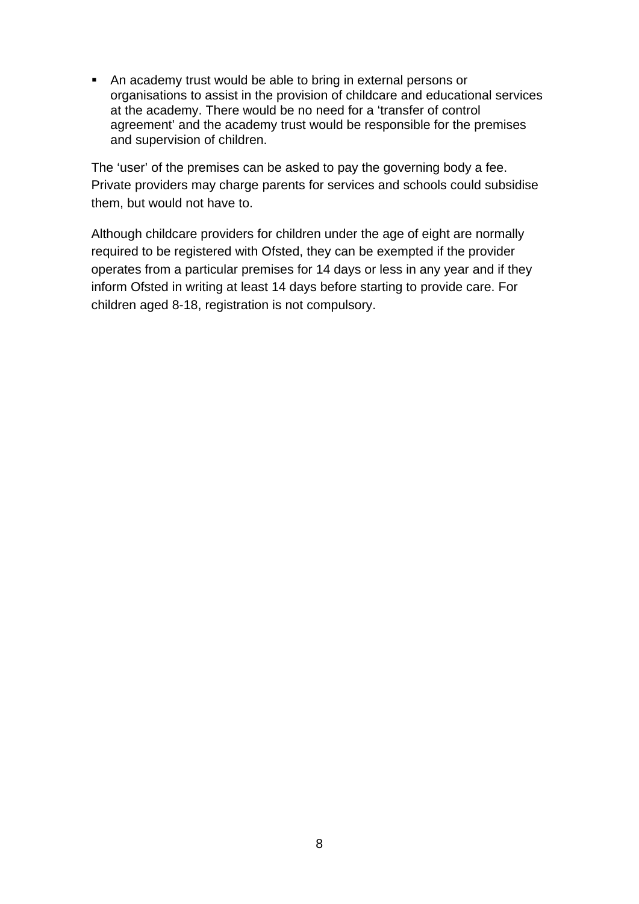- An academy trust would be able to bring in external persons or organisations to assist in the provision of childcare and educational services at the academy. There would be no need for a 'transfer of control agreement' and the academy trust would be responsible for the premises and supervision of children.

The 'user' of the premises can be asked to pay the governing body a fee. Private providers may charge parents for services and schools could subsidise them, but would not have to.

Although childcare providers for children under the age of eight are normally required to be registered with Ofsted, they can be exempted if the provider operates from a particular premises for 14 days or less in any year and if they inform Ofsted in writing at least 14 days before starting to provide care. For children aged 8-18, registration is not compulsory.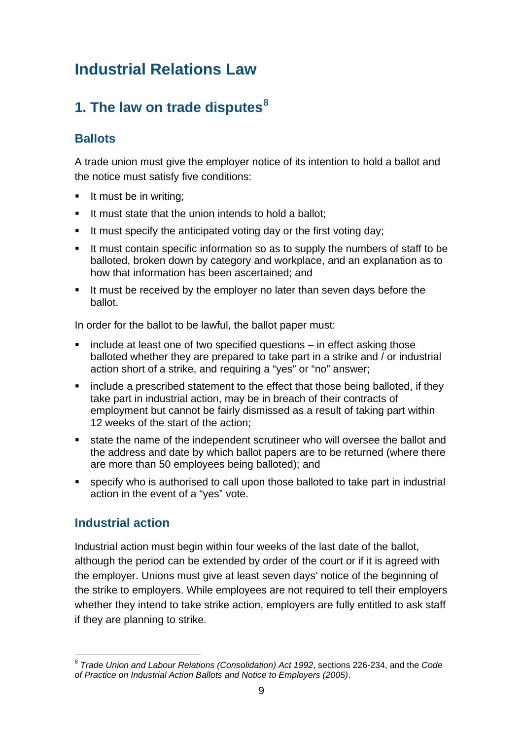# Industrial Relations Law

## 1. The law on trade disputes[8]

### Ballots

A trade union must give the employer notice of its intention to hold a ballot and the notice must satisfy five conditions:

- It must be in writing;
- It must state that the union intends to hold a ballot;
- It must specify the anticipated voting day or the first voting day;
- It must contain specific information so as to supply the numbers of staff to be balloted, broken down by category and workplace, and an explanation as to how that information has been ascertained; and
- It must be received by the employer no later than seven days before the ballot.

In order for the ballot to be lawful, the ballot paper must:

- include at least one of two specified questions – in effect asking those balloted whether they are prepared to take part in a strike and / or industrial action short of a strike, and requiring a "yes" or "no" answer;
- include a prescribed statement to the effect that those being balloted, if they take part in industrial action, may be in breach of their contracts of employment but cannot be fairly dismissed as a result of taking part within 12 weeks of the start of the action;
- state the name of the independent scrutineer who will oversee the ballot and the address and date by which ballot papers are to be returned (where there are more than 50 employees being balloted); and
- specify who is authorised to call upon those balloted to take part in industrial action in the event of a "yes" vote.

### Industrial action

Industrial action must begin within four weeks of the last date of the ballot, although the period can be extended by order of the court or if it is agreed with the employer. Unions must give at least seven days' notice of the beginning of the strike to employers. While employees are not required to tell their employers whether they intend to take strike action, employers are fully entitled to ask staff if they are planning to strike.

---

[8] *Trade Union and Labour Relations (Consolidation) Act 1992*, sections 226-234, and the *Code of Practice on Industrial Action Ballots and Notice to Employers (2005)*.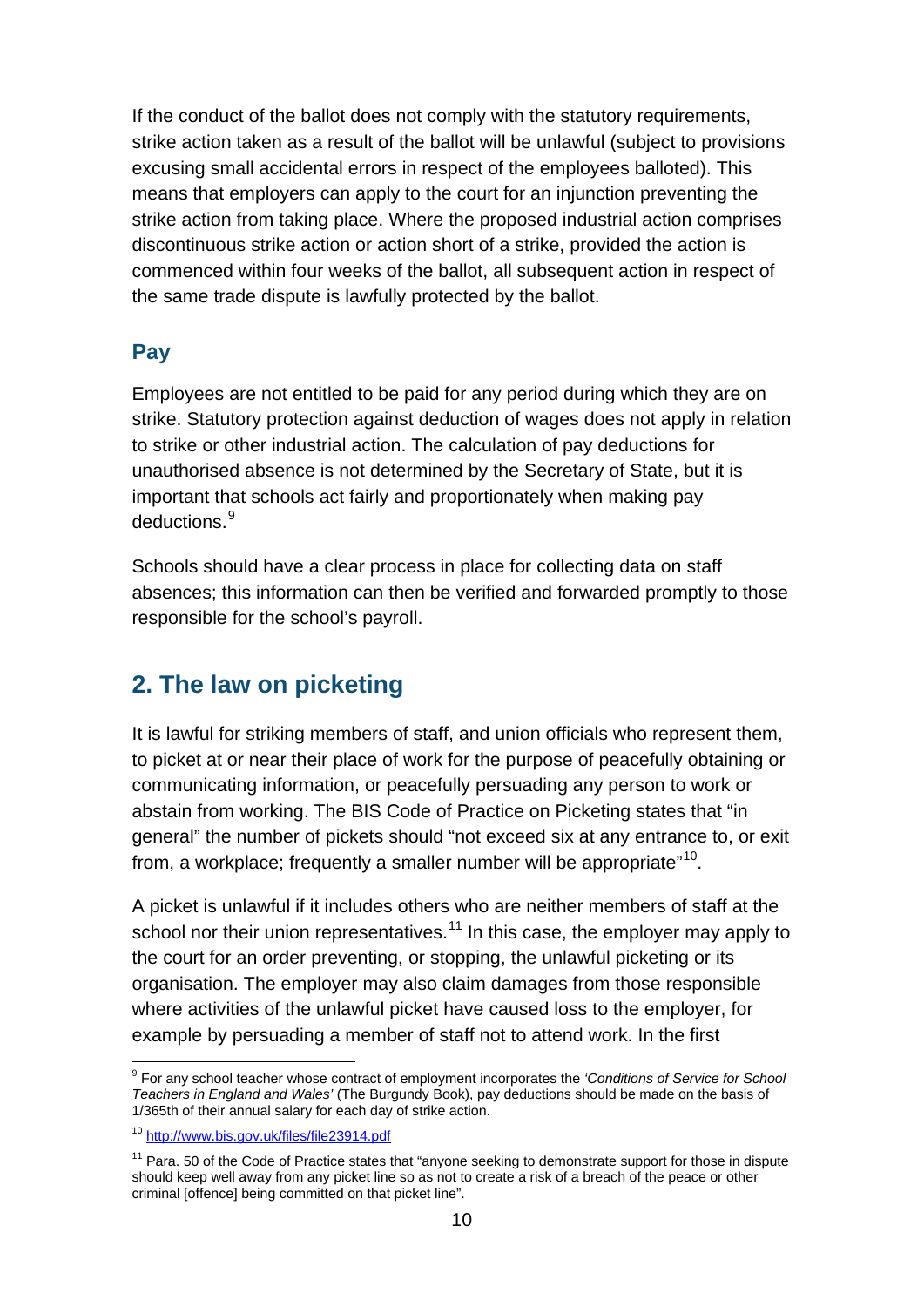If the conduct of the ballot does not comply with the statutory requirements, strike action taken as a result of the ballot will be unlawful (subject to provisions excusing small accidental errors in respect of the employees balloted). This means that employers can apply to the court for an injunction preventing the strike action from taking place. Where the proposed industrial action comprises discontinuous strike action or action short of a strike, provided the action is commenced within four weeks of the ballot, all subsequent action in respect of the same trade dispute is lawfully protected by the ballot.

### Pay

Employees are not entitled to be paid for any period during which they are on strike. Statutory protection against deduction of wages does not apply in relation to strike or other industrial action. The calculation of pay deductions for unauthorised absence is not determined by the Secretary of State, but it is important that schools act fairly and proportionately when making pay deductions.[9]

Schools should have a clear process in place for collecting data on staff absences; this information can then be verified and forwarded promptly to those responsible for the school's payroll.

## 2. The law on picketing

It is lawful for striking members of staff, and union officials who represent them, to picket at or near their place of work for the purpose of peacefully obtaining or communicating information, or peacefully persuading any person to work or abstain from working. The BIS Code of Practice on Picketing states that "in general" the number of pickets should "not exceed six at any entrance to, or exit from, a workplace; frequently a smaller number will be appropriate"[10].

A picket is unlawful if it includes others who are neither members of staff at the school nor their union representatives.[11] In this case, the employer may apply to the court for an order preventing, or stopping, the unlawful picketing or its organisation. The employer may also claim damages from those responsible where activities of the unlawful picket have caused loss to the employer, for example by persuading a member of staff not to attend work. In the first

---

[9] For any school teacher whose contract of employment incorporates the *'Conditions of Service for School Teachers in England and Wales'* (The Burgundy Book), pay deductions should be made on the basis of 1/365th of their annual salary for each day of strike action.

[10] http://www.bis.gov.uk/files/file23914.pdf

[11] Para. 50 of the Code of Practice states that "anyone seeking to demonstrate support for those in dispute should keep well away from any picket line so as not to create a risk of a breach of the peace or other criminal [offence] being committed on that picket line".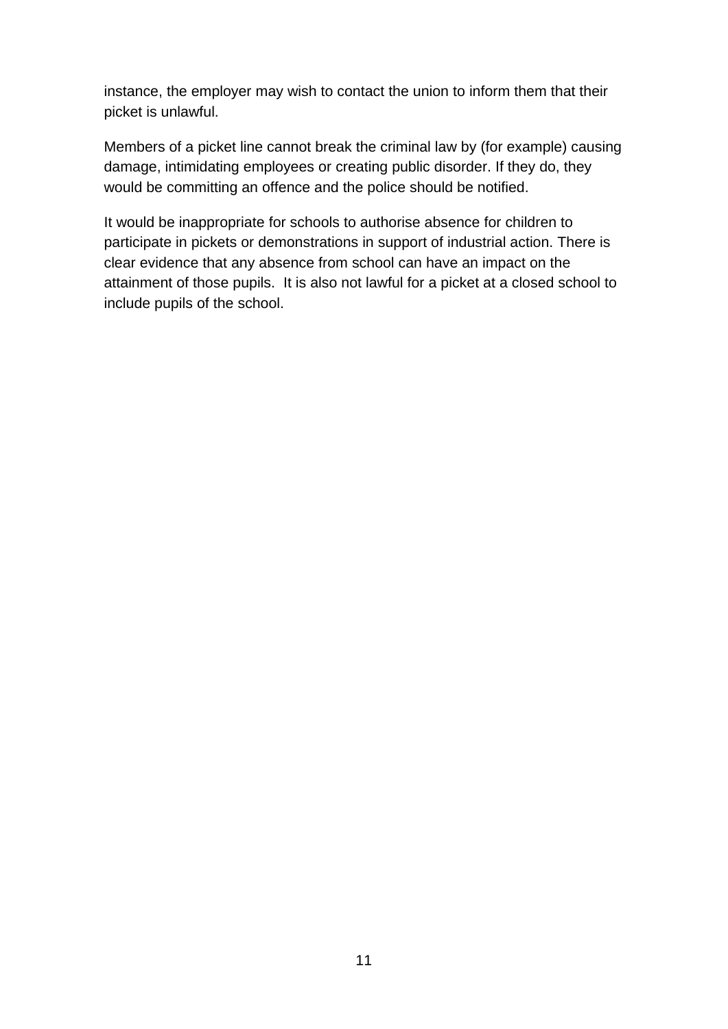instance, the employer may wish to contact the union to inform them that their picket is unlawful.

Members of a picket line cannot break the criminal law by (for example) causing damage, intimidating employees or creating public disorder. If they do, they would be committing an offence and the police should be notified.

It would be inappropriate for schools to authorise absence for children to participate in pickets or demonstrations in support of industrial action. There is clear evidence that any absence from school can have an impact on the attainment of those pupils.  It is also not lawful for a picket at a closed school to include pupils of the school.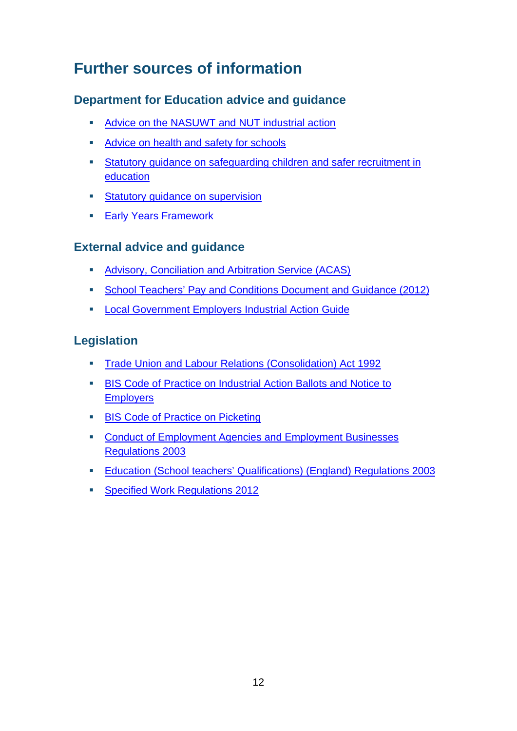# Further sources of information

## Department for Education advice and guidance

- Advice on the NASUWT and NUT industrial action
- Advice on health and safety for schools
- Statutory guidance on safeguarding children and safer recruitment in education
- Statutory guidance on supervision
- Early Years Framework

## External advice and guidance

- Advisory, Conciliation and Arbitration Service (ACAS)
- School Teachers' Pay and Conditions Document and Guidance (2012)
- Local Government Employers Industrial Action Guide

## Legislation

- Trade Union and Labour Relations (Consolidation) Act 1992
- BIS Code of Practice on Industrial Action Ballots and Notice to Employers
- BIS Code of Practice on Picketing
- Conduct of Employment Agencies and Employment Businesses Regulations 2003
- Education (School teachers' Qualifications) (England) Regulations 2003
- Specified Work Regulations 2012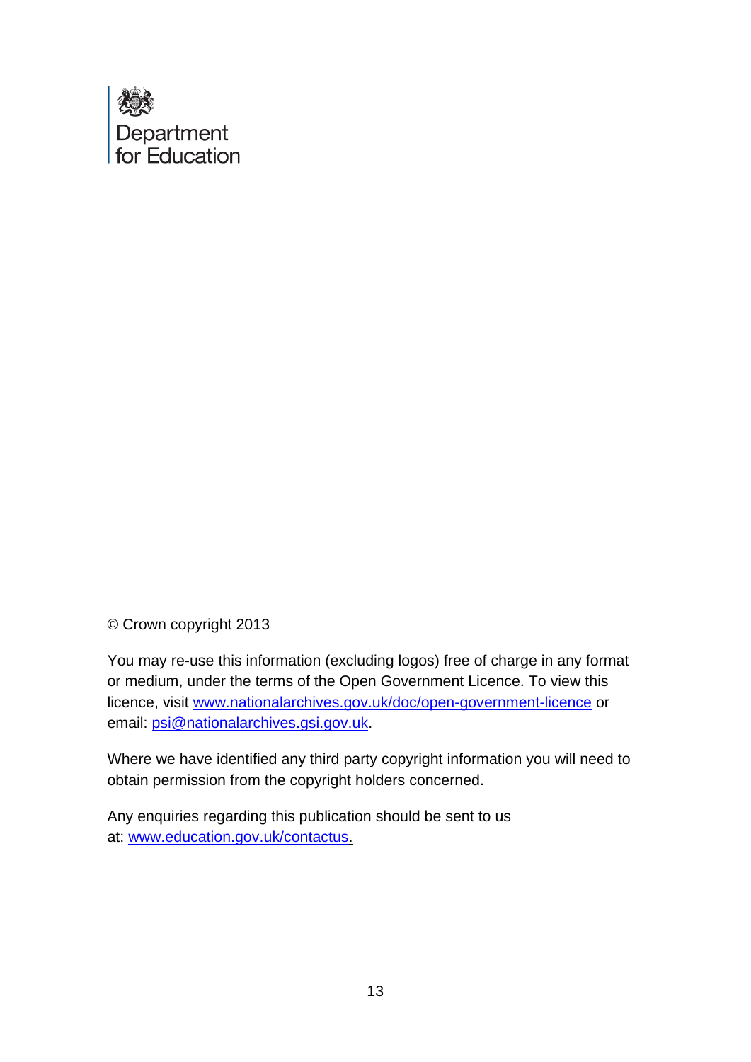Department for Education

© Crown copyright 2013

You may re-use this information (excluding logos) free of charge in any format or medium, under the terms of the Open Government Licence. To view this licence, visit [www.nationalarchives.gov.uk/doc/open-government-licence](http://www.nationalarchives.gov.uk/doc/open-government-licence) or email: [psi@nationalarchives.gsi.gov.uk](mailto:psi@nationalarchives.gsi.gov.uk).

Where we have identified any third party copyright information you will need to obtain permission from the copyright holders concerned.

Any enquiries regarding this publication should be sent to us at: [www.education.gov.uk/contactus.](http://www.education.gov.uk/contactus)